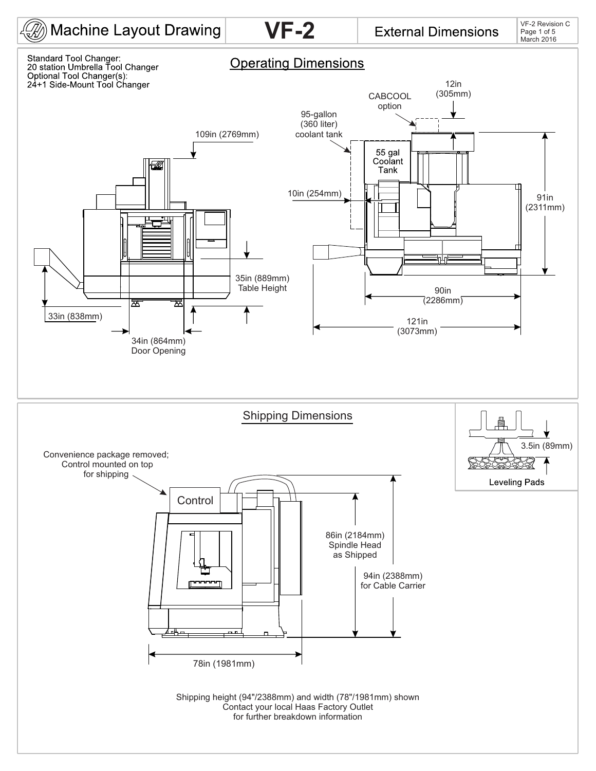# Machine Layout Drawing | VF-2 | External Dimensions

VF-2 Revision C
March 2016

Standard Tool Changer:
20 station Umbrella Tool Changer
Optional Tool Changer(s):
24+1 Side-Mount Tool Changer

## Operating Dimensions

109in (2769mm)

35in (889mm) Table Height

33in (838mm)

34in (864mm) Door Opening

CABCOOL option

12in (305mm)

95-gallon (360 liter) coolant tank

55 gal Coolant Tank

10in (254mm)

91in (2311mm)

90in (2286mm)

121in (3073mm)

## Shipping Dimensions

Convenience package removed; Control mounted on top for shipping

Control

86in (2184mm) Spindle Head as Shipped

94in (2388mm) for Cable Carrier

78in (1981mm)

3.5in (89mm)

Leveling Pads

Shipping height (94"/2388mm) and width (78"/1981mm) shown
Contact your local Haas Factory Outlet
for further breakdown information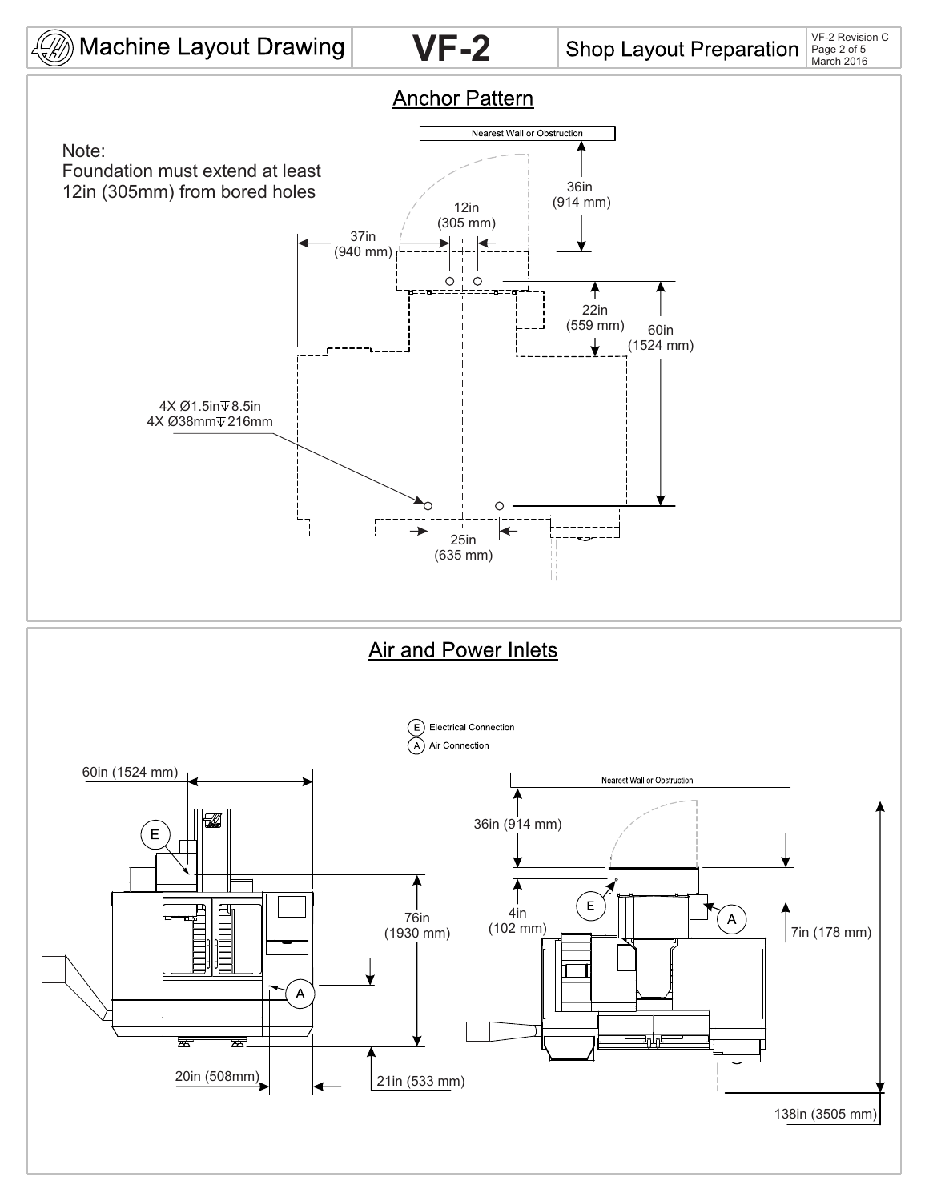Machine Layout Drawing | **VF-2** | Shop Layout Preparation

## Anchor Pattern

Nearest Wall or Obstruction

Note:
Foundation must extend at least 12in (305mm) from bored holes

36in (914 mm)

12in (305 mm)

37in (940 mm)

22in (559 mm)

60in (1524 mm)

4X Ø1.5in↧8.5in
4X Ø38mm↧216mm

25in (635 mm)

## Air and Power Inlets

E Electrical Connection
A Air Connection

60in (1524 mm)

76in (1930 mm)

20in (508mm)

21in (533 mm)

Nearest Wall or Obstruction

36in (914 mm)

4in (102 mm)

7in (178 mm)

138in (3505 mm)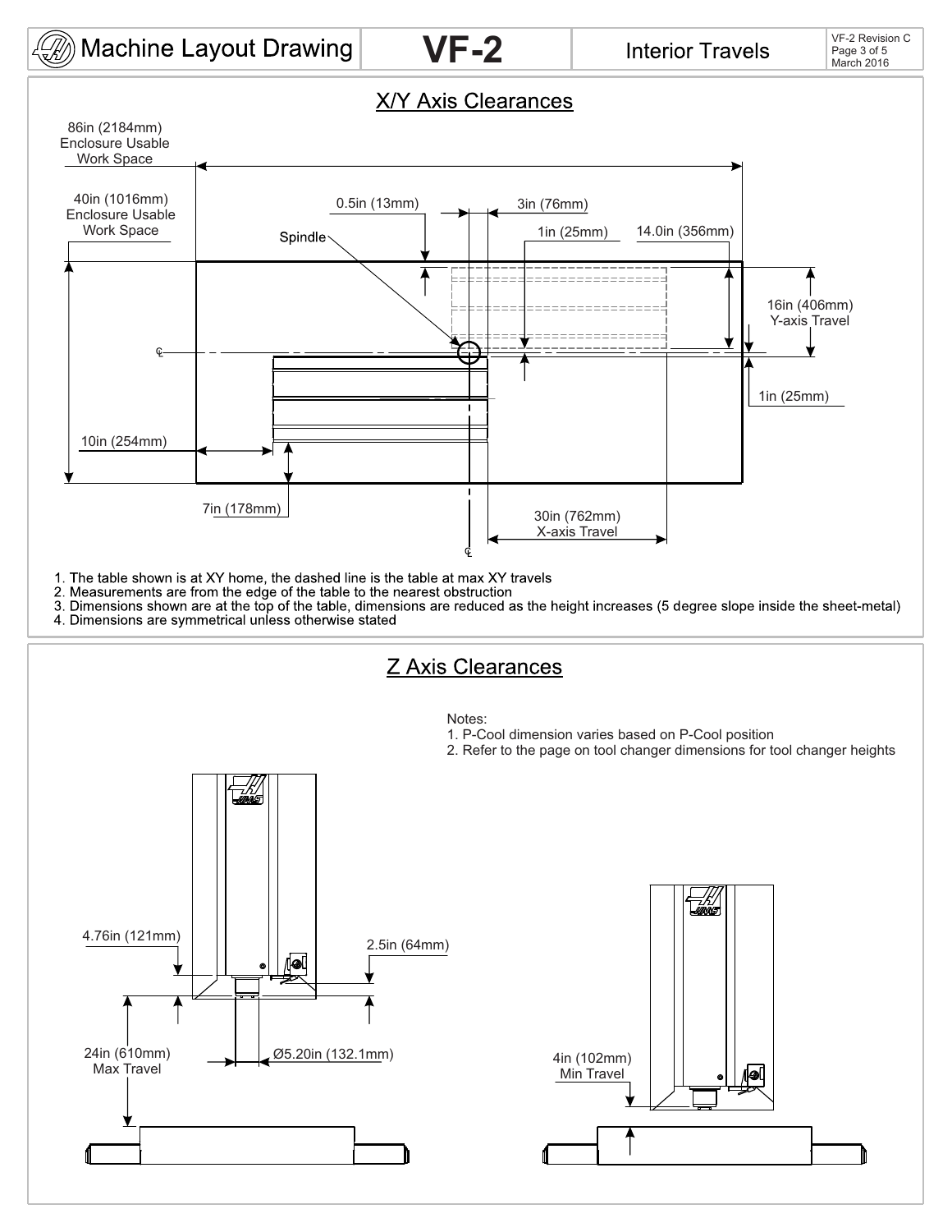# Machine Layout Drawing — VF-2 — Interior Travels

VF-2 Revision C
March 2016

## X/Y Axis Clearances

86in (2184mm)
Enclosure Usable
Work Space

40in (1016mm)
Enclosure Usable
Work Space

0.5in (13mm)

3in (76mm)

1in (25mm)

14.0in (356mm)

Spindle

16in (406mm)
Y-axis Travel

1in (25mm)

10in (254mm)

7in (178mm)

30in (762mm)
X-axis Travel

1. The table shown is at XY home, the dashed line is the table at max XY travels
2. Measurements are from the edge of the table to the nearest obstruction
3. Dimensions shown are at the top of the table, dimensions are reduced as the height increases (5 degree slope inside the sheet-metal)
4. Dimensions are symmetrical unless otherwise stated

## Z Axis Clearances

Notes:
1. P-Cool dimension varies based on P-Cool position
2. Refer to the page on tool changer dimensions for tool changer heights

4.76in (121mm)

2.5in (64mm)

24in (610mm)
Max Travel

Ø5.20in (132.1mm)

4in (102mm)
Min Travel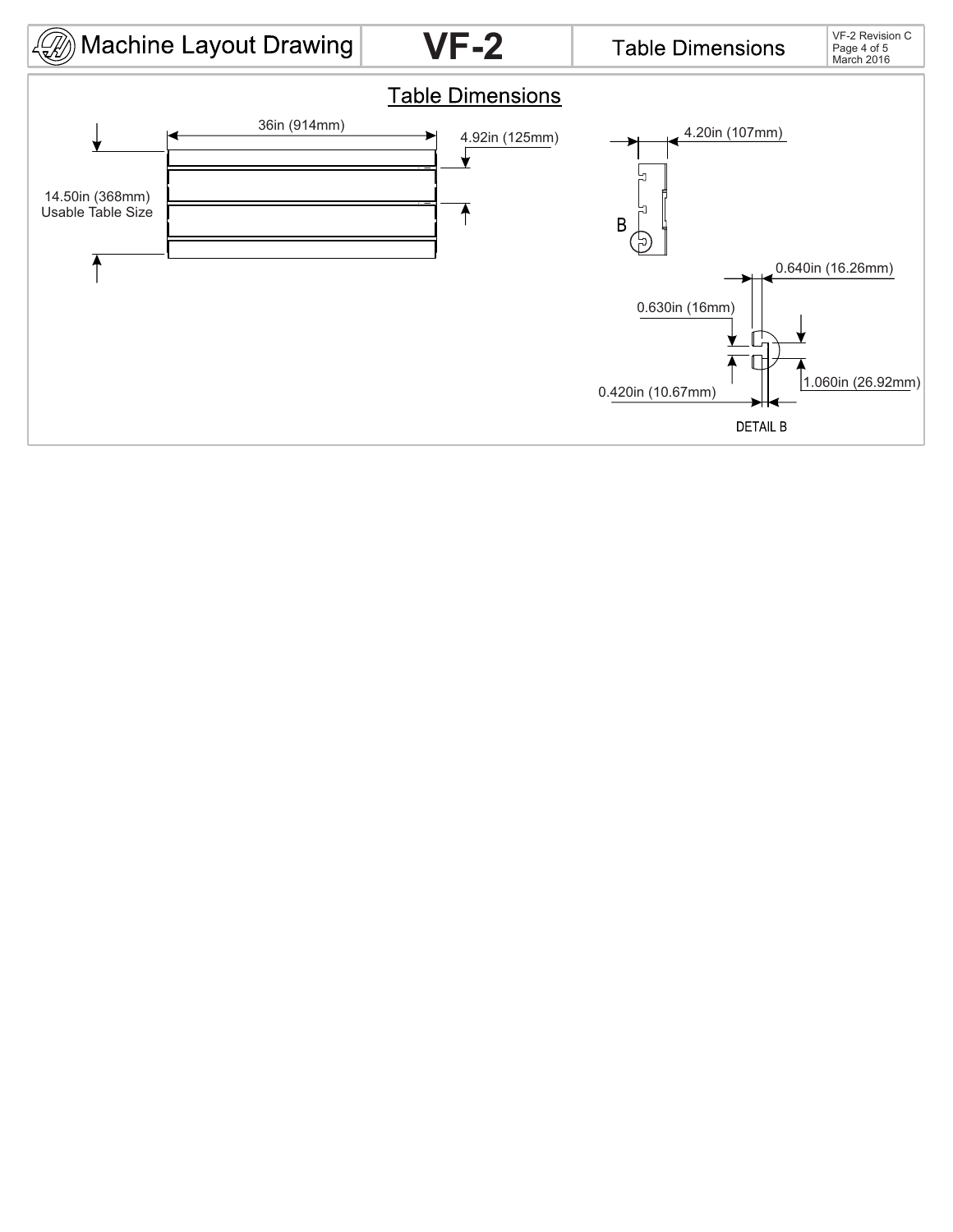# Table Dimensions

36in (914mm)

4.92in (125mm)

14.50in (368mm)
Usable Table Size

4.20in (107mm)

B

0.640in (16.26mm)

0.630in (16mm)

1.060in (26.92mm)

0.420in (10.67mm)

DETAIL B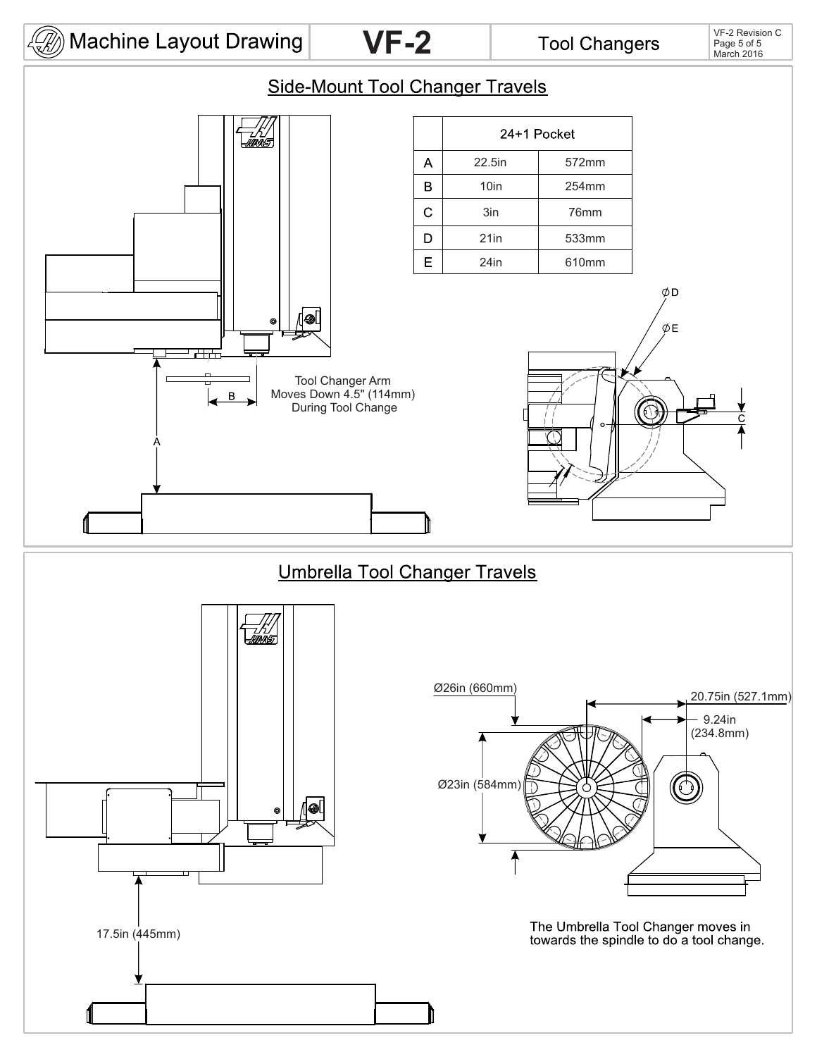## Side-Mount Tool Changer Travels

| | 24+1 Pocket | |
|---|---|---|
| A | 22.5in | 572mm |
| B | 10in | 254mm |
| C | 3in | 76mm |
| D | 21in | 533mm |
| E | 24in | 610mm |

Tool Changer Arm Moves Down 4.5" (114mm) During Tool Change

A

B

C

∅D

∅E

## Umbrella Tool Changer Travels

17.5in (445mm)

Ø26in (660mm)

20.75in (527.1mm)

9.24in (234.8mm)

Ø23in (584mm)

The Umbrella Tool Changer moves in towards the spindle to do a tool change.